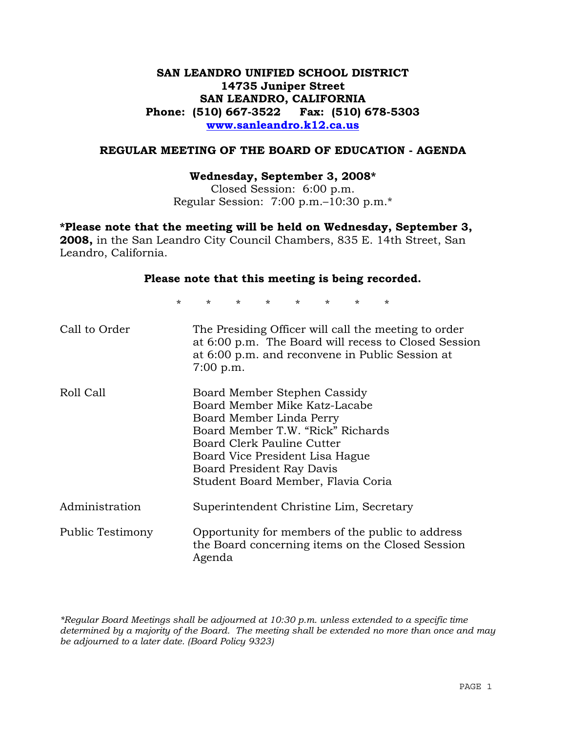# SAN LEANDRO UNIFIED SCHOOL DISTRICT
**14735 Juniper Street**
**SAN LEANDRO, CALIFORNIA**
**Phone: (510) 667-3522 Fax: (510) 678-5303**
**www.sanleandro.k12.ca.us**

## REGULAR MEETING OF THE BOARD OF EDUCATION - AGENDA

**Wednesday, September 3, 2008***
Closed Session: 6:00 p.m.
Regular Session: 7:00 p.m.–10:30 p.m.*

**\*Please note that the meeting will be held on Wednesday, September 3, 2008,** in the San Leandro City Council Chambers, 835 E. 14th Street, San Leandro, California.

**Please note that this meeting is being recorded.**

\* \* \* \* \* \* \* \*

| | |
|---|---|
| Call to Order | The Presiding Officer will call the meeting to order at 6:00 p.m. The Board will recess to Closed Session at 6:00 p.m. and reconvene in Public Session at 7:00 p.m. |
| Roll Call | Board Member Stephen Cassidy<br>Board Member Mike Katz-Lacabe<br>Board Member Linda Perry<br>Board Member T.W. "Rick" Richards<br>Board Clerk Pauline Cutter<br>Board Vice President Lisa Hague<br>Board President Ray Davis<br>Student Board Member, Flavia Coria |
| Administration | Superintendent Christine Lim, Secretary |
| Public Testimony | Opportunity for members of the public to address the Board concerning items on the Closed Session Agenda |

*\*Regular Board Meetings shall be adjourned at 10:30 p.m. unless extended to a specific time determined by a majority of the Board. The meeting shall be extended no more than once and may be adjourned to a later date. (Board Policy 9323)*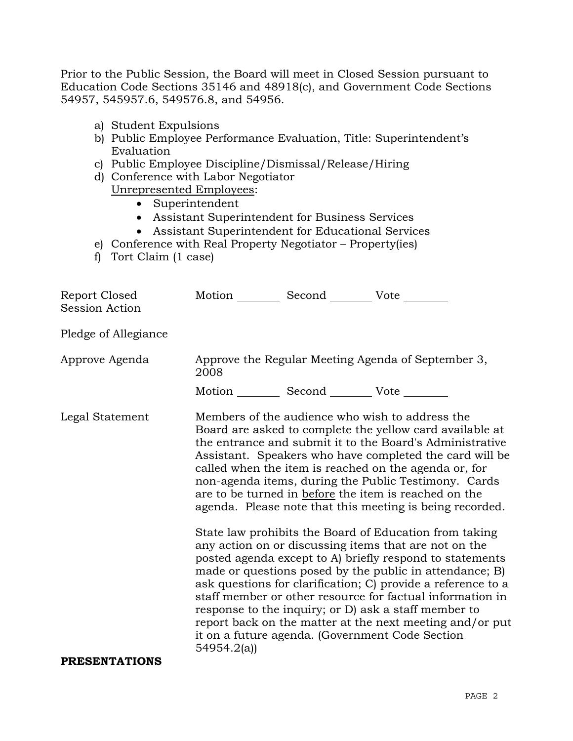Prior to the Public Session, the Board will meet in Closed Session pursuant to Education Code Sections 35146 and 48918(c), and Government Code Sections 54957, 545957.6, 549576.8, and 54956.

a) Student Expulsions
b) Public Employee Performance Evaluation, Title: Superintendent's Evaluation
c) Public Employee Discipline/Dismissal/Release/Hiring
d) Conference with Labor Negotiator
   Unrepresented Employees:
   - Superintendent
   - Assistant Superintendent for Business Services
   - Assistant Superintendent for Educational Services
e) Conference with Real Property Negotiator – Property(ies)
f) Tort Claim (1 case)

Report Closed Session Action — Motion ________ Second ________ Vote ________

Pledge of Allegiance

Approve Agenda — Approve the Regular Meeting Agenda of September 3, 2008

Motion ________ Second ________ Vote ________

Legal Statement — Members of the audience who wish to address the Board are asked to complete the yellow card available at the entrance and submit it to the Board's Administrative Assistant. Speakers who have completed the card will be called when the item is reached on the agenda or, for non-agenda items, during the Public Testimony. Cards are to be turned in before the item is reached on the agenda. Please note that this meeting is being recorded.

State law prohibits the Board of Education from taking any action on or discussing items that are not on the posted agenda except to A) briefly respond to statements made or questions posed by the public in attendance; B) ask questions for clarification; C) provide a reference to a staff member or other resource for factual information in response to the inquiry; or D) ask a staff member to report back on the matter at the next meeting and/or put it on a future agenda. (Government Code Section 54954.2(a))

**PRESENTATIONS**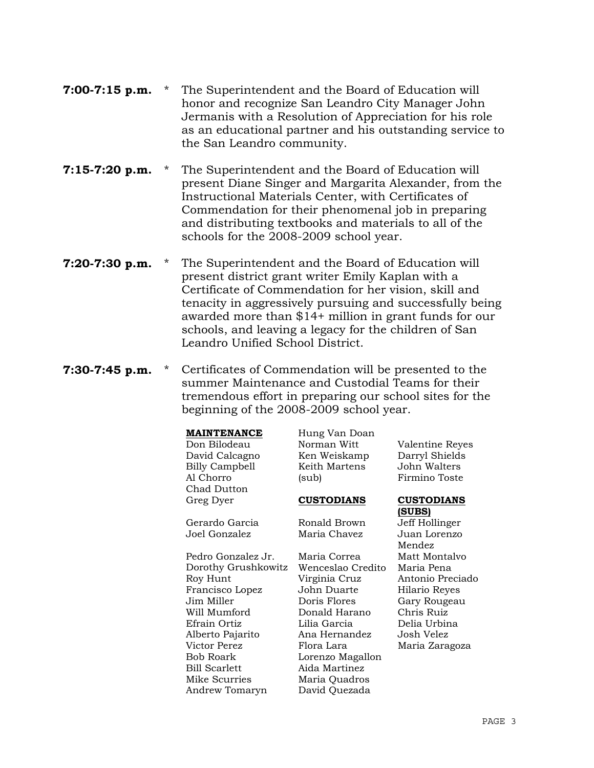**7:00-7:15 p.m.** * The Superintendent and the Board of Education will honor and recognize San Leandro City Manager John Jermanis with a Resolution of Appreciation for his role as an educational partner and his outstanding service to the San Leandro community.

**7:15-7:20 p.m.** * The Superintendent and the Board of Education will present Diane Singer and Margarita Alexander, from the Instructional Materials Center, with Certificates of Commendation for their phenomenal job in preparing and distributing textbooks and materials to all of the schools for the 2008-2009 school year.

**7:20-7:30 p.m.** * The Superintendent and the Board of Education will present district grant writer Emily Kaplan with a Certificate of Commendation for her vision, skill and tenacity in aggressively pursuing and successfully being awarded more than $14+ million in grant funds for our schools, and leaving a legacy for the children of San Leandro Unified School District.

**7:30-7:45 p.m.** * Certificates of Commendation will be presented to the summer Maintenance and Custodial Teams for their tremendous effort in preparing our school sites for the beginning of the 2008-2009 school year.

**MAINTENANCE**

Don Bilodeau
David Calcagno
Billy Campbell
Al Chorro
Chad Dutton
Greg Dyer
Gerardo Garcia
Joel Gonzalez
Pedro Gonzalez Jr.
Dorothy Grushkowitz
Roy Hunt
Francisco Lopez
Jim Miller
Will Mumford
Efrain Ortiz
Alberto Pajarito
Victor Perez
Bob Roark
Bill Scarlett
Mike Scurries
Andrew Tomaryn
Hung Van Doan
Norman Witt
Ken Weiskamp
Keith Martens (sub)

**CUSTODIANS**

Ronald Brown
Maria Chavez
Maria Correa
Wenceslao Credito
Virginia Cruz
John Duarte
Doris Flores
Donald Harano
Lilia Garcia
Ana Hernandez
Flora Lara
Lorenzo Magallon
Aida Martinez
Maria Quadros
David Quezada
Valentine Reyes
Darryl Shields
John Walters
Firmino Toste

**CUSTODIANS (SUBS)**

Jeff Hollinger
Juan Lorenzo Mendez
Matt Montalvo
Maria Pena
Antonio Preciado
Hilario Reyes
Gary Rougeau
Chris Ruiz
Delia Urbina
Josh Velez
Maria Zaragoza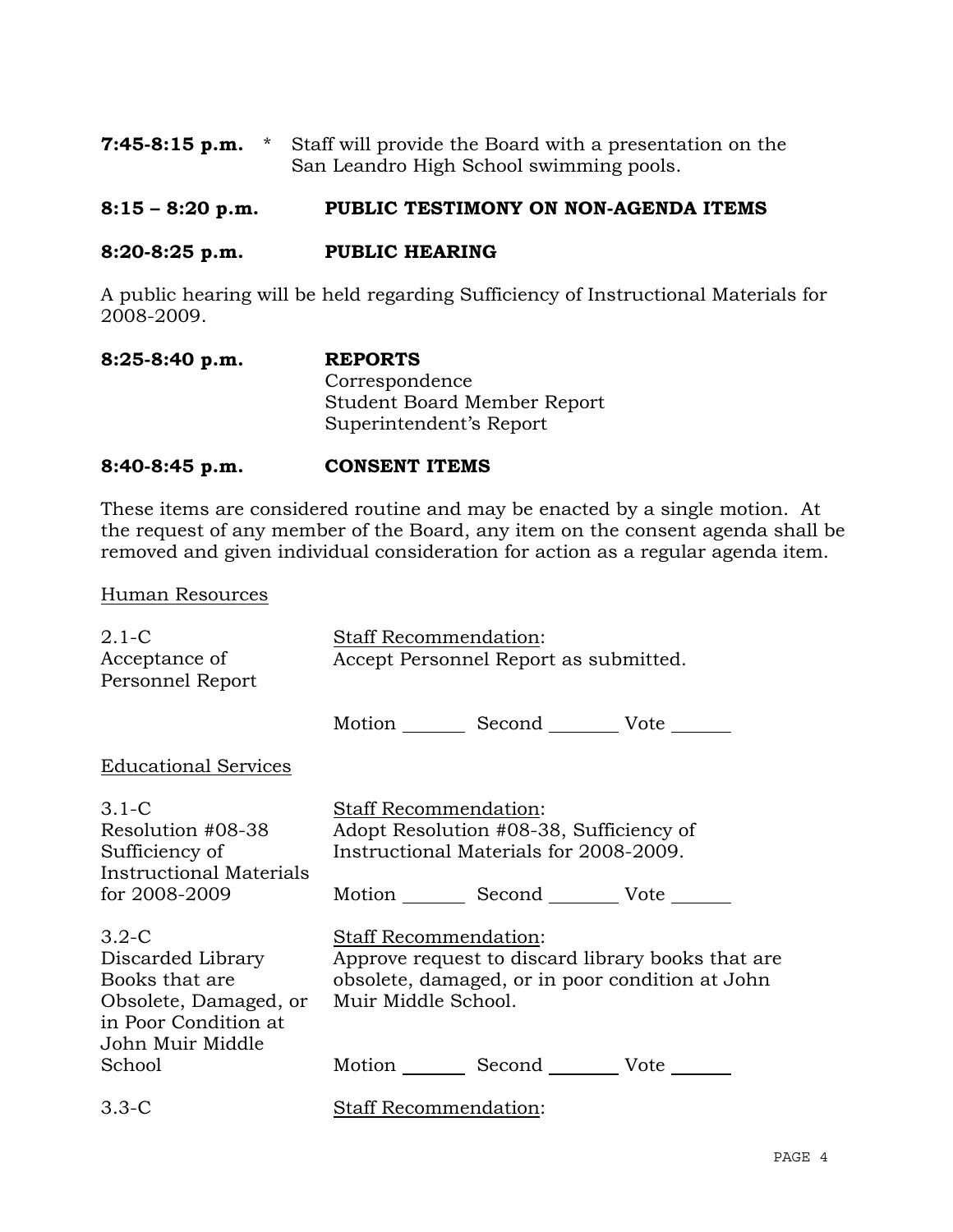**7:45-8:15 p.m.** * Staff will provide the Board with a presentation on the San Leandro High School swimming pools.

**8:15 – 8:20 p.m.** **PUBLIC TESTIMONY ON NON-AGENDA ITEMS**

**8:20-8:25 p.m.** **PUBLIC HEARING**

A public hearing will be held regarding Sufficiency of Instructional Materials for 2008-2009.

**8:25-8:40 p.m.** **REPORTS**

Correspondence
Student Board Member Report
Superintendent's Report

**8:40-8:45 p.m.** **CONSENT ITEMS**

These items are considered routine and may be enacted by a single motion. At the request of any member of the Board, any item on the consent agenda shall be removed and given individual consideration for action as a regular agenda item.

Human Resources

2.1-C
Acceptance of Personnel Report

Staff Recommendation:
Accept Personnel Report as submitted.

Motion _______ Second _______ Vote _______

Educational Services

3.1-C
Resolution #08-38 Sufficiency of Instructional Materials for 2008-2009

Staff Recommendation:
Adopt Resolution #08-38, Sufficiency of Instructional Materials for 2008-2009.

Motion _______ Second _______ Vote _______

3.2-C
Discarded Library Books that are Obsolete, Damaged, or in Poor Condition at John Muir Middle School

Staff Recommendation:
Approve request to discard library books that are obsolete, damaged, or in poor condition at John Muir Middle School.

Motion _______ Second _______ Vote _______

3.3-C

Staff Recommendation: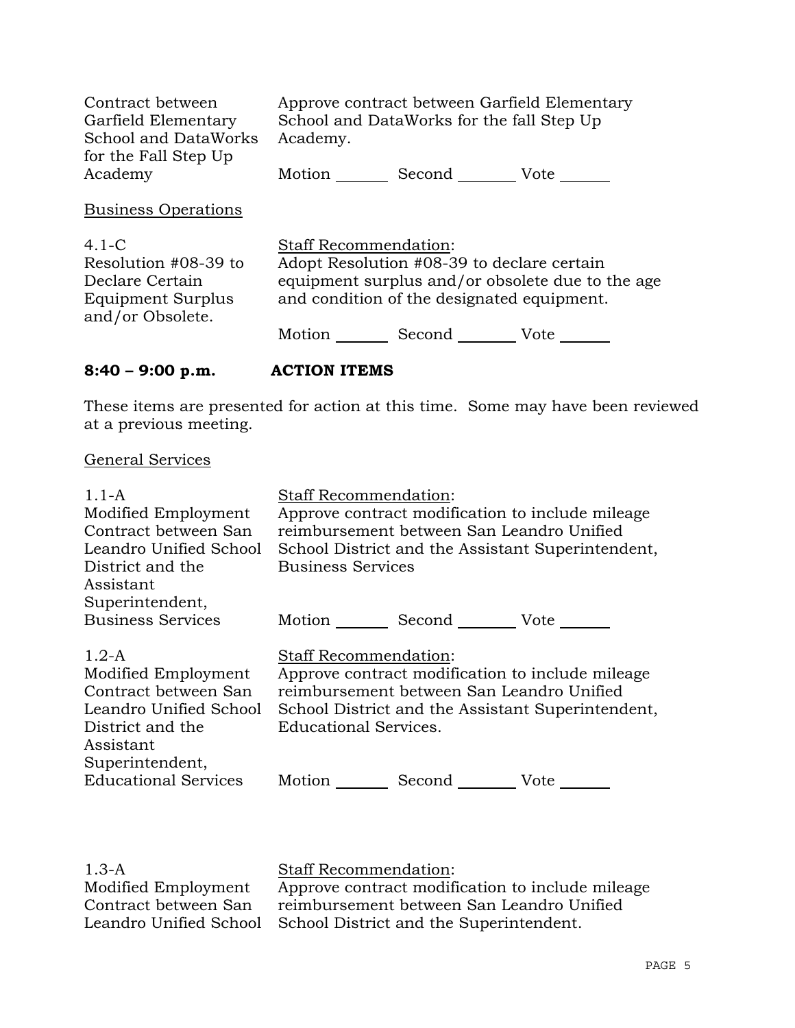Contract between Garfield Elementary School and DataWorks for the Fall Step Up Academy

Approve contract between Garfield Elementary School and DataWorks for the fall Step Up Academy.

Motion _______ Second _______ Vote _______

Business Operations

4.1-C
Resolution #08-39 to Declare Certain Equipment Surplus and/or Obsolete.

Staff Recommendation:
Adopt Resolution #08-39 to declare certain equipment surplus and/or obsolete due to the age and condition of the designated equipment.

Motion _______ Second _______ Vote _______

**8:40 – 9:00 p.m. ACTION ITEMS**

These items are presented for action at this time. Some may have been reviewed at a previous meeting.

General Services

1.1-A
Modified Employment Contract between San Leandro Unified School District and the Assistant Superintendent, Business Services

Staff Recommendation:
Approve contract modification to include mileage reimbursement between San Leandro Unified School District and the Assistant Superintendent, Business Services

Motion _______ Second _______ Vote _______

1.2-A
Modified Employment Contract between San Leandro Unified School District and the Assistant Superintendent, Educational Services

Staff Recommendation:
Approve contract modification to include mileage reimbursement between San Leandro Unified School District and the Assistant Superintendent, Educational Services.

Motion _______ Second _______ Vote _______

1.3-A
Modified Employment Contract between San Leandro Unified School

Staff Recommendation:
Approve contract modification to include mileage reimbursement between San Leandro Unified School District and the Superintendent.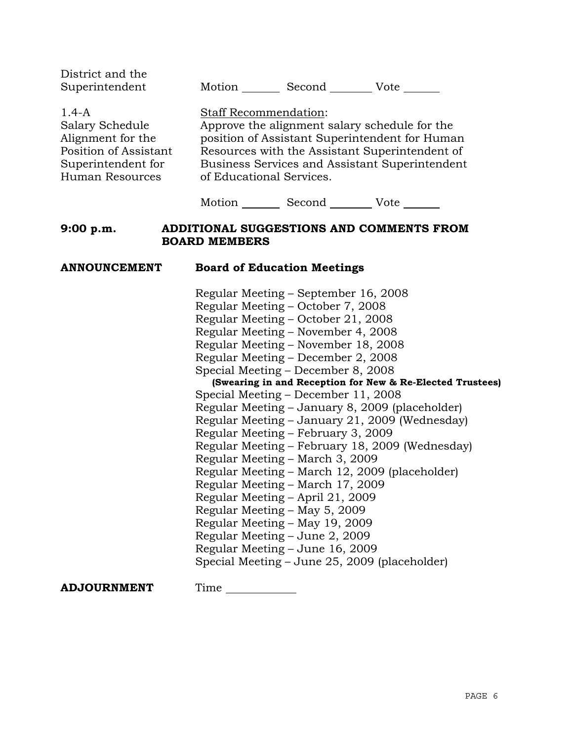District and the Superintendent — Motion ______ Second ______ Vote ______

1.4-A
Salary Schedule Alignment for the Position of Assistant Superintendent for Human Resources

Staff Recommendation:
Approve the alignment salary schedule for the position of Assistant Superintendent for Human Resources with the Assistant Superintendent of Business Services and Assistant Superintendent of Educational Services.

Motion ______ Second ______ Vote ______

**9:00 p.m. ADDITIONAL SUGGESTIONS AND COMMENTS FROM BOARD MEMBERS**

**ANNOUNCEMENT Board of Education Meetings**

Regular Meeting – September 16, 2008
Regular Meeting – October 7, 2008
Regular Meeting – October 21, 2008
Regular Meeting – November 4, 2008
Regular Meeting – November 18, 2008
Regular Meeting – December 2, 2008
Special Meeting – December 8, 2008
**(Swearing in and Reception for New & Re-Elected Trustees)**
Special Meeting – December 11, 2008
Regular Meeting – January 8, 2009 (placeholder)
Regular Meeting – January 21, 2009 (Wednesday)
Regular Meeting – February 3, 2009
Regular Meeting – February 18, 2009 (Wednesday)
Regular Meeting – March 3, 2009
Regular Meeting – March 12, 2009 (placeholder)
Regular Meeting – March 17, 2009
Regular Meeting – April 21, 2009
Regular Meeting – May 5, 2009
Regular Meeting – May 19, 2009
Regular Meeting – June 2, 2009
Regular Meeting – June 16, 2009
Special Meeting – June 25, 2009 (placeholder)

**ADJOURNMENT** Time ____________